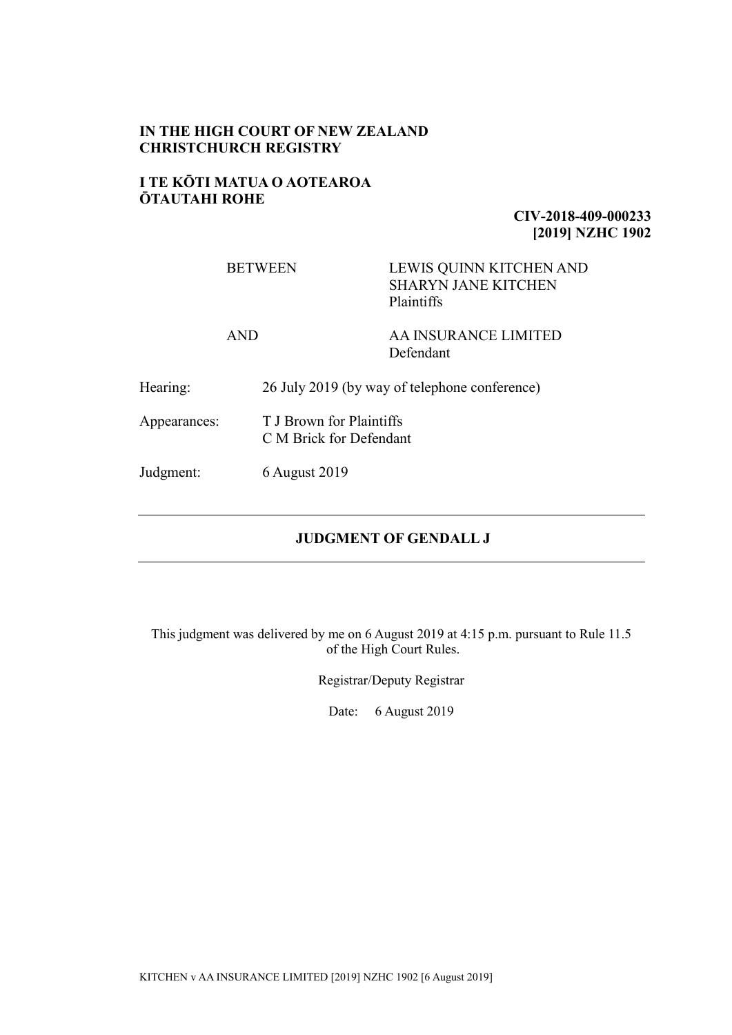**IN THE HIGH COURT OF NEW ZEALAND CHRISTCHURCH REGISTRY**

**I TE KŌTI MATUA O AOTEAROA ŌTAUTAHI ROHE**

**CIV-2018-409-000233 [2019] NZHC 1902**

| | |
|---|---|
| BETWEEN | LEWIS QUINN KITCHEN AND SHARYN JANE KITCHEN<br>Plaintiffs |
| AND | AA INSURANCE LIMITED<br>Defendant |

| | |
|---|---|
| Hearing: | 26 July 2019 (by way of telephone conference) |
| Appearances: | T J Brown for Plaintiffs<br>C M Brick for Defendant |
| Judgment: | 6 August 2019 |

---

**JUDGMENT OF GENDALL J**

---

This judgment was delivered by me on 6 August 2019 at 4:15 p.m. pursuant to Rule 11.5 of the High Court Rules.

Registrar/Deputy Registrar

Date: 6 August 2019

KITCHEN v AA INSURANCE LIMITED [2019] NZHC 1902 [6 August 2019]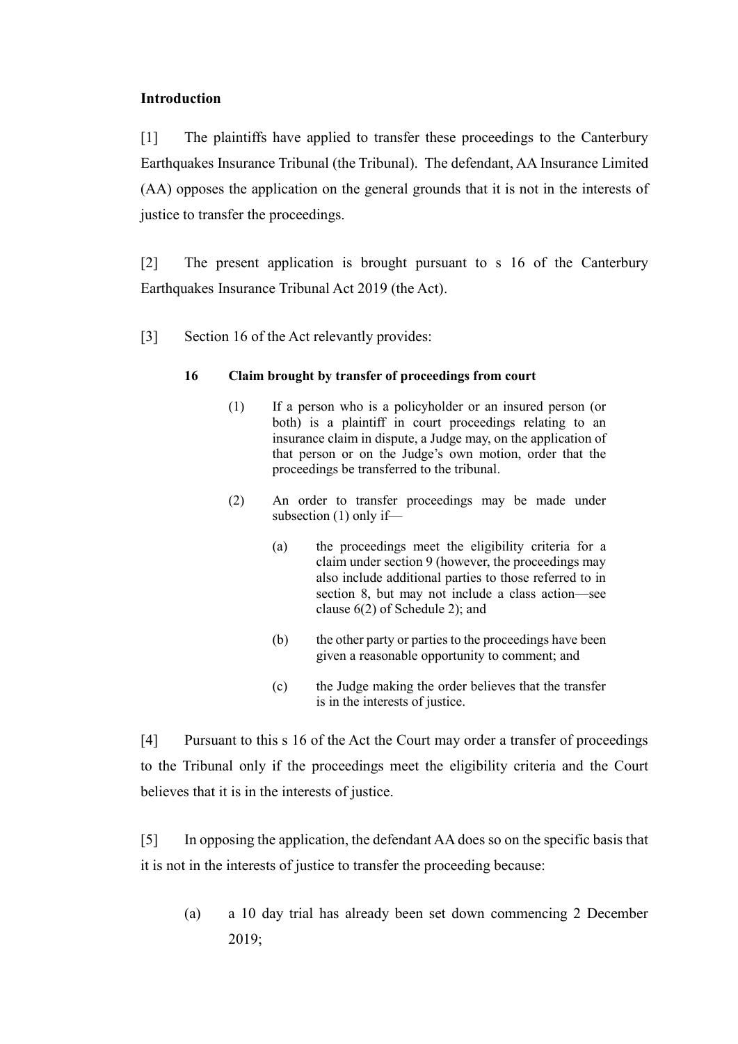**Introduction**

[1] The plaintiffs have applied to transfer these proceedings to the Canterbury Earthquakes Insurance Tribunal (the Tribunal). The defendant, AA Insurance Limited (AA) opposes the application on the general grounds that it is not in the interests of justice to transfer the proceedings.

[2] The present application is brought pursuant to s 16 of the Canterbury Earthquakes Insurance Tribunal Act 2019 (the Act).

[3] Section 16 of the Act relevantly provides:

> **16 Claim brought by transfer of proceedings from court**
>
> (1) If a person who is a policyholder or an insured person (or both) is a plaintiff in court proceedings relating to an insurance claim in dispute, a Judge may, on the application of that person or on the Judge's own motion, order that the proceedings be transferred to the tribunal.
>
> (2) An order to transfer proceedings may be made under subsection (1) only if—
>
> (a) the proceedings meet the eligibility criteria for a claim under section 9 (however, the proceedings may also include additional parties to those referred to in section 8, but may not include a class action—see clause 6(2) of Schedule 2); and
>
> (b) the other party or parties to the proceedings have been given a reasonable opportunity to comment; and
>
> (c) the Judge making the order believes that the transfer is in the interests of justice.

[4] Pursuant to this s 16 of the Act the Court may order a transfer of proceedings to the Tribunal only if the proceedings meet the eligibility criteria and the Court believes that it is in the interests of justice.

[5] In opposing the application, the defendant AA does so on the specific basis that it is not in the interests of justice to transfer the proceeding because:

(a) a 10 day trial has already been set down commencing 2 December 2019;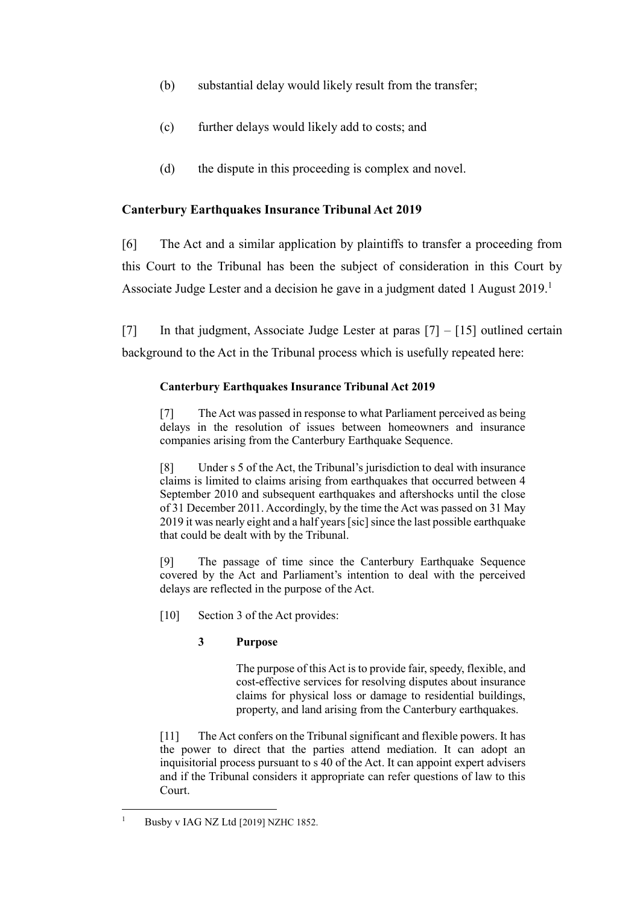(b) substantial delay would likely result from the transfer;

(c) further delays would likely add to costs; and

(d) the dispute in this proceeding is complex and novel.

## Canterbury Earthquakes Insurance Tribunal Act 2019

[6] The Act and a similar application by plaintiffs to transfer a proceeding from this Court to the Tribunal has been the subject of consideration in this Court by Associate Judge Lester and a decision he gave in a judgment dated 1 August 2019.[1]

[7] In that judgment, Associate Judge Lester at paras [7] – [15] outlined certain background to the Act in the Tribunal process which is usefully repeated here:

> **Canterbury Earthquakes Insurance Tribunal Act 2019**
>
> [7] The Act was passed in response to what Parliament perceived as being delays in the resolution of issues between homeowners and insurance companies arising from the Canterbury Earthquake Sequence.
>
> [8] Under s 5 of the Act, the Tribunal's jurisdiction to deal with insurance claims is limited to claims arising from earthquakes that occurred between 4 September 2010 and subsequent earthquakes and aftershocks until the close of 31 December 2011. Accordingly, by the time the Act was passed on 31 May 2019 it was nearly eight and a half years [sic] since the last possible earthquake that could be dealt with by the Tribunal.
>
> [9] The passage of time since the Canterbury Earthquake Sequence covered by the Act and Parliament's intention to deal with the perceived delays are reflected in the purpose of the Act.
>
> [10] Section 3 of the Act provides:
>
> > **3 Purpose**
> >
> > The purpose of this Act is to provide fair, speedy, flexible, and cost-effective services for resolving disputes about insurance claims for physical loss or damage to residential buildings, property, and land arising from the Canterbury earthquakes.
>
> [11] The Act confers on the Tribunal significant and flexible powers. It has the power to direct that the parties attend mediation. It can adopt an inquisitorial process pursuant to s 40 of the Act. It can appoint expert advisers and if the Tribunal considers it appropriate can refer questions of law to this Court.

---

[1] Busby v IAG NZ Ltd [2019] NZHC 1852.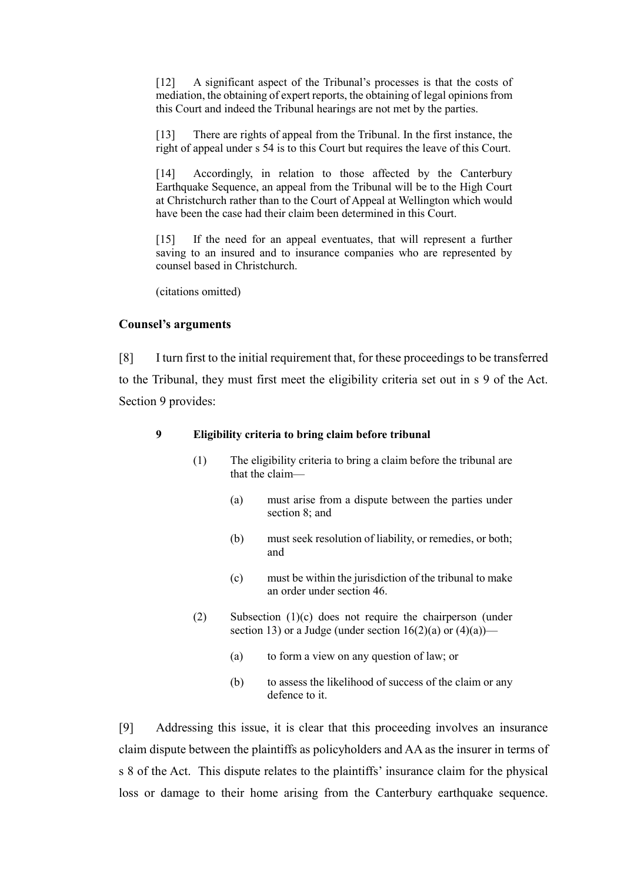> [12] A significant aspect of the Tribunal's processes is that the costs of mediation, the obtaining of expert reports, the obtaining of legal opinions from this Court and indeed the Tribunal hearings are not met by the parties.
>
> [13] There are rights of appeal from the Tribunal. In the first instance, the right of appeal under s 54 is to this Court but requires the leave of this Court.
>
> [14] Accordingly, in relation to those affected by the Canterbury Earthquake Sequence, an appeal from the Tribunal will be to the High Court at Christchurch rather than to the Court of Appeal at Wellington which would have been the case had their claim been determined in this Court.
>
> [15] If the need for an appeal eventuates, that will represent a further saving to an insured and to insurance companies who are represented by counsel based in Christchurch.
>
> (citations omitted)

### Counsel's arguments

[8] I turn first to the initial requirement that, for these proceedings to be transferred to the Tribunal, they must first meet the eligibility criteria set out in s 9 of the Act. Section 9 provides:

> **9 Eligibility criteria to bring claim before tribunal**
>
> (1) The eligibility criteria to bring a claim before the tribunal are that the claim—
>
> (a) must arise from a dispute between the parties under section 8; and
>
> (b) must seek resolution of liability, or remedies, or both; and
>
> (c) must be within the jurisdiction of the tribunal to make an order under section 46.
>
> (2) Subsection (1)(c) does not require the chairperson (under section 13) or a Judge (under section 16(2)(a) or (4)(a))—
>
> (a) to form a view on any question of law; or
>
> (b) to assess the likelihood of success of the claim or any defence to it.

[9] Addressing this issue, it is clear that this proceeding involves an insurance claim dispute between the plaintiffs as policyholders and AA as the insurer in terms of s 8 of the Act. This dispute relates to the plaintiffs' insurance claim for the physical loss or damage to their home arising from the Canterbury earthquake sequence.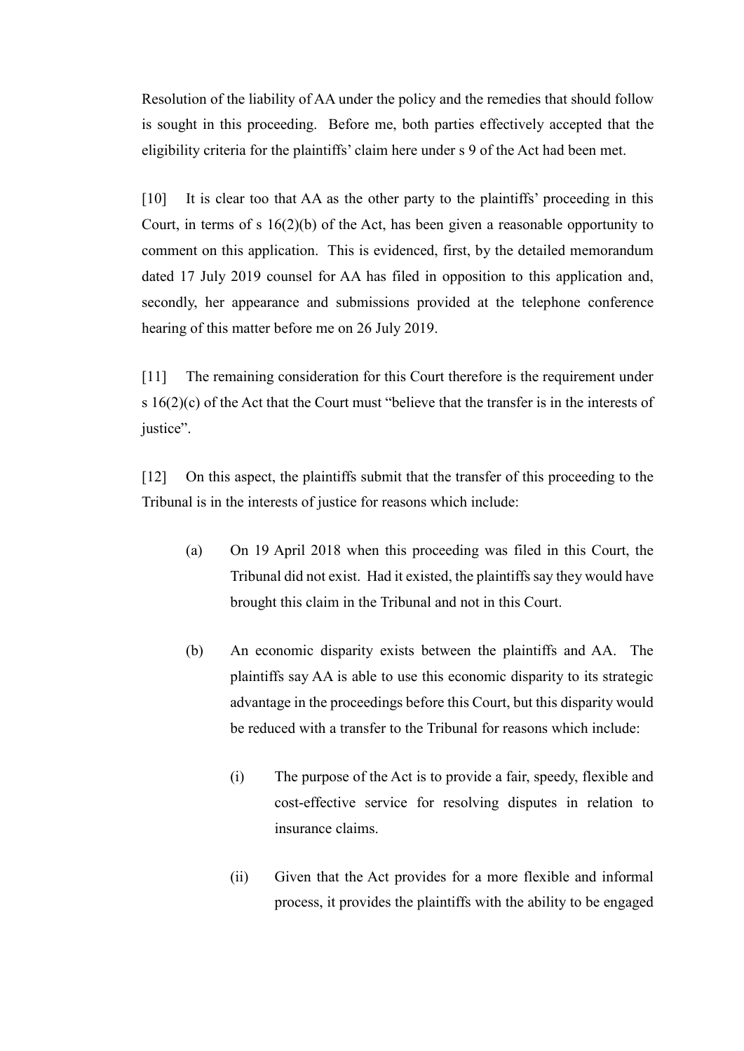Resolution of the liability of AA under the policy and the remedies that should follow is sought in this proceeding. Before me, both parties effectively accepted that the eligibility criteria for the plaintiffs' claim here under s 9 of the Act had been met.

[10] It is clear too that AA as the other party to the plaintiffs' proceeding in this Court, in terms of s 16(2)(b) of the Act, has been given a reasonable opportunity to comment on this application. This is evidenced, first, by the detailed memorandum dated 17 July 2019 counsel for AA has filed in opposition to this application and, secondly, her appearance and submissions provided at the telephone conference hearing of this matter before me on 26 July 2019.

[11] The remaining consideration for this Court therefore is the requirement under s 16(2)(c) of the Act that the Court must "believe that the transfer is in the interests of justice".

[12] On this aspect, the plaintiffs submit that the transfer of this proceeding to the Tribunal is in the interests of justice for reasons which include:

(a) On 19 April 2018 when this proceeding was filed in this Court, the Tribunal did not exist. Had it existed, the plaintiffs say they would have brought this claim in the Tribunal and not in this Court.

(b) An economic disparity exists between the plaintiffs and AA. The plaintiffs say AA is able to use this economic disparity to its strategic advantage in the proceedings before this Court, but this disparity would be reduced with a transfer to the Tribunal for reasons which include:

   (i) The purpose of the Act is to provide a fair, speedy, flexible and cost-effective service for resolving disputes in relation to insurance claims.

   (ii) Given that the Act provides for a more flexible and informal process, it provides the plaintiffs with the ability to be engaged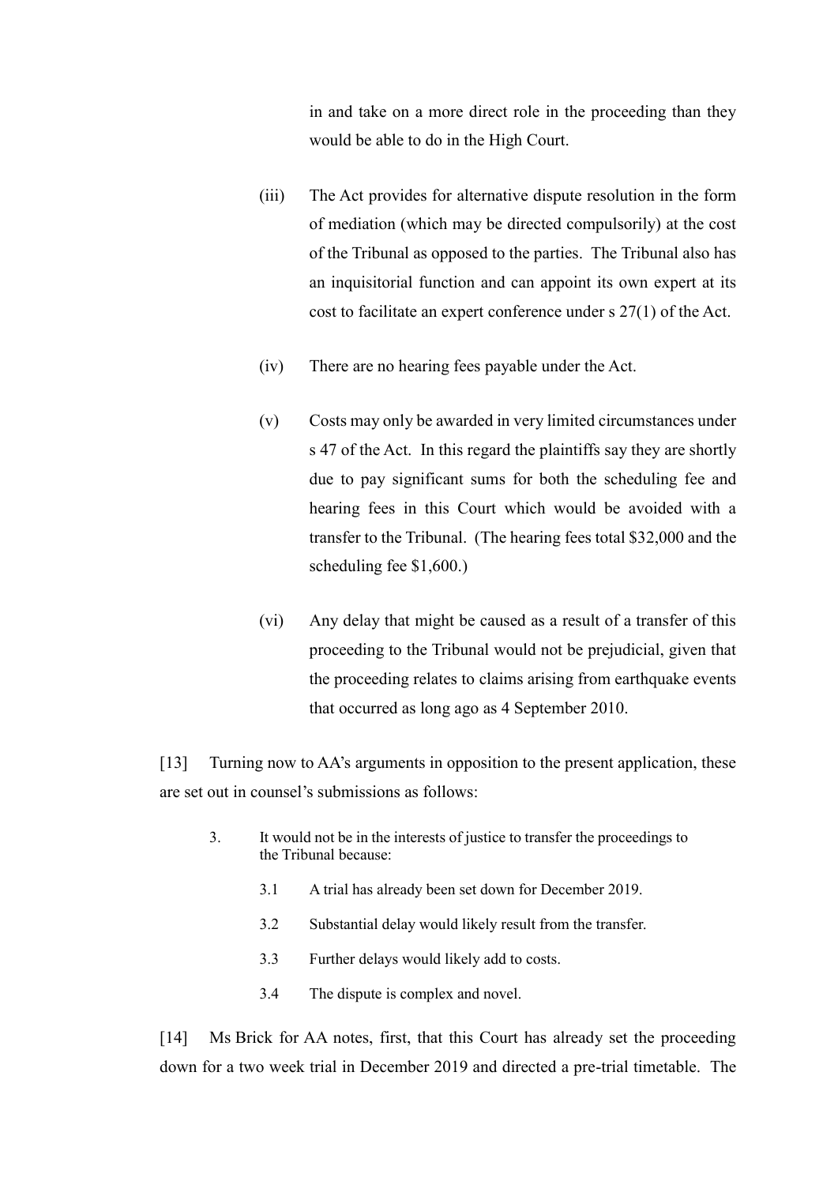in and take on a more direct role in the proceeding than they would be able to do in the High Court.

(iii) The Act provides for alternative dispute resolution in the form of mediation (which may be directed compulsorily) at the cost of the Tribunal as opposed to the parties. The Tribunal also has an inquisitorial function and can appoint its own expert at its cost to facilitate an expert conference under s 27(1) of the Act.

(iv) There are no hearing fees payable under the Act.

(v) Costs may only be awarded in very limited circumstances under s 47 of the Act. In this regard the plaintiffs say they are shortly due to pay significant sums for both the scheduling fee and hearing fees in this Court which would be avoided with a transfer to the Tribunal. (The hearing fees total $32,000 and the scheduling fee $1,600.)

(vi) Any delay that might be caused as a result of a transfer of this proceeding to the Tribunal would not be prejudicial, given that the proceeding relates to claims arising from earthquake events that occurred as long ago as 4 September 2010.

[13] Turning now to AA's arguments in opposition to the present application, these are set out in counsel's submissions as follows:

> 3. It would not be in the interests of justice to transfer the proceedings to the Tribunal because:
>
> 3.1 A trial has already been set down for December 2019.
>
> 3.2 Substantial delay would likely result from the transfer.
>
> 3.3 Further delays would likely add to costs.
>
> 3.4 The dispute is complex and novel.

[14] Ms Brick for AA notes, first, that this Court has already set the proceeding down for a two week trial in December 2019 and directed a pre-trial timetable. The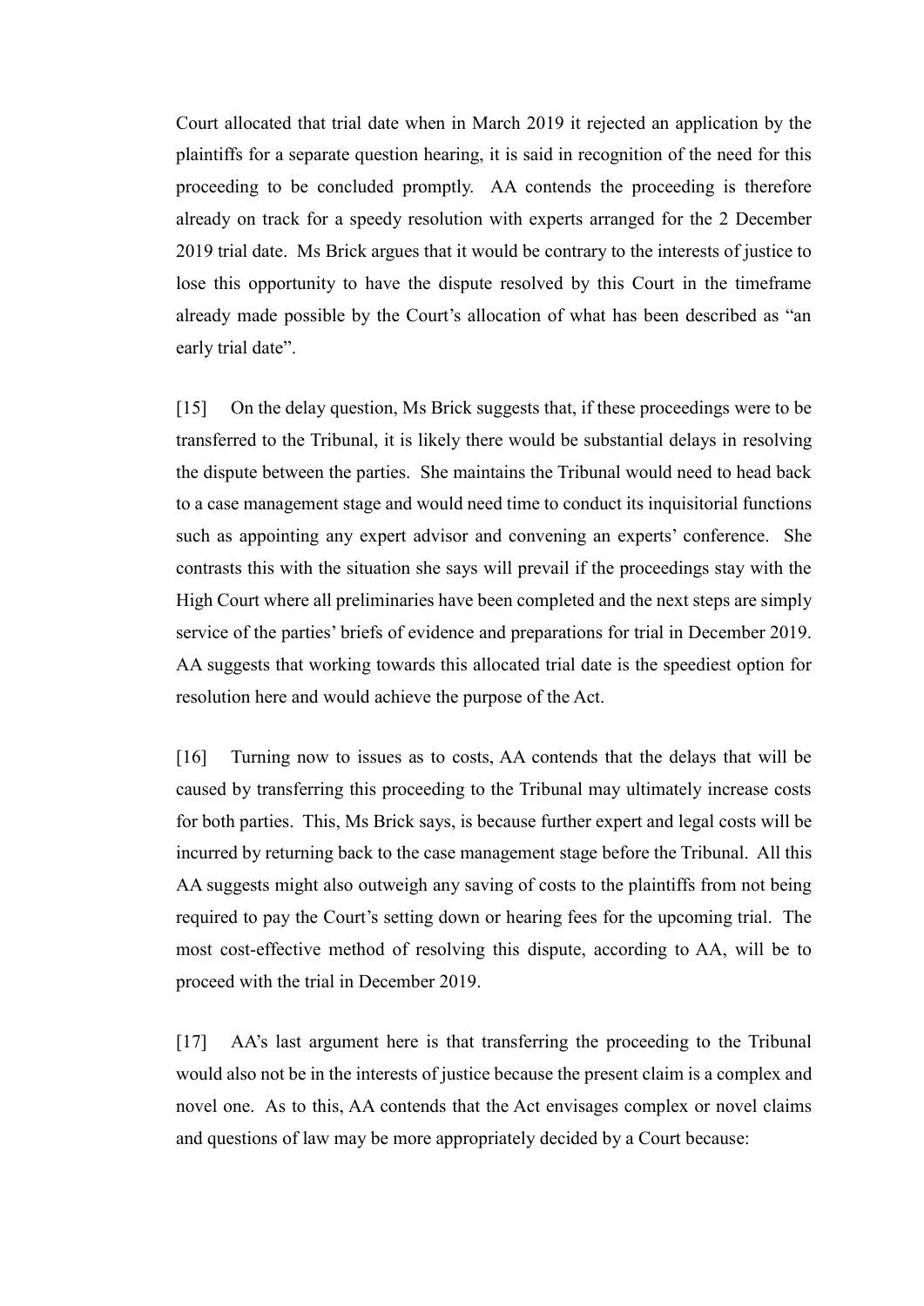Court allocated that trial date when in March 2019 it rejected an application by the plaintiffs for a separate question hearing, it is said in recognition of the need for this proceeding to be concluded promptly. AA contends the proceeding is therefore already on track for a speedy resolution with experts arranged for the 2 December 2019 trial date. Ms Brick argues that it would be contrary to the interests of justice to lose this opportunity to have the dispute resolved by this Court in the timeframe already made possible by the Court's allocation of what has been described as "an early trial date".

[15] On the delay question, Ms Brick suggests that, if these proceedings were to be transferred to the Tribunal, it is likely there would be substantial delays in resolving the dispute between the parties. She maintains the Tribunal would need to head back to a case management stage and would need time to conduct its inquisitorial functions such as appointing any expert advisor and convening an experts' conference. She contrasts this with the situation she says will prevail if the proceedings stay with the High Court where all preliminaries have been completed and the next steps are simply service of the parties' briefs of evidence and preparations for trial in December 2019. AA suggests that working towards this allocated trial date is the speediest option for resolution here and would achieve the purpose of the Act.

[16] Turning now to issues as to costs, AA contends that the delays that will be caused by transferring this proceeding to the Tribunal may ultimately increase costs for both parties. This, Ms Brick says, is because further expert and legal costs will be incurred by returning back to the case management stage before the Tribunal. All this AA suggests might also outweigh any saving of costs to the plaintiffs from not being required to pay the Court's setting down or hearing fees for the upcoming trial. The most cost-effective method of resolving this dispute, according to AA, will be to proceed with the trial in December 2019.

[17] AA's last argument here is that transferring the proceeding to the Tribunal would also not be in the interests of justice because the present claim is a complex and novel one. As to this, AA contends that the Act envisages complex or novel claims and questions of law may be more appropriately decided by a Court because: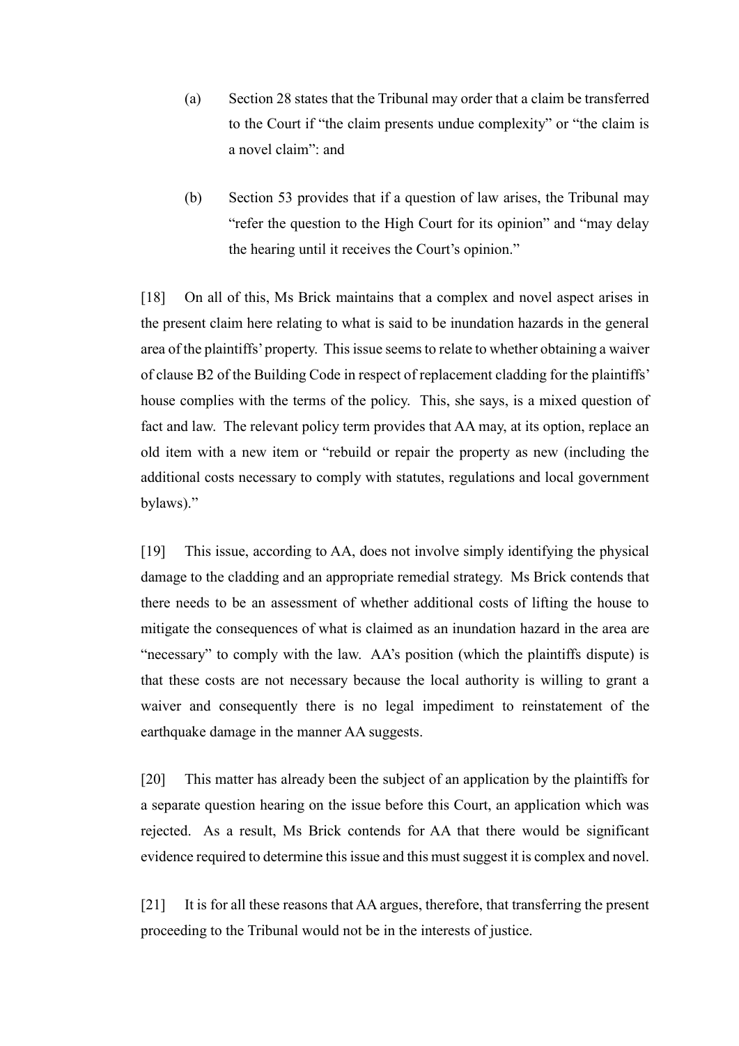(a) Section 28 states that the Tribunal may order that a claim be transferred to the Court if "the claim presents undue complexity" or "the claim is a novel claim": and

(b) Section 53 provides that if a question of law arises, the Tribunal may "refer the question to the High Court for its opinion" and "may delay the hearing until it receives the Court's opinion."

[18] On all of this, Ms Brick maintains that a complex and novel aspect arises in the present claim here relating to what is said to be inundation hazards in the general area of the plaintiffs' property. This issue seems to relate to whether obtaining a waiver of clause B2 of the Building Code in respect of replacement cladding for the plaintiffs' house complies with the terms of the policy. This, she says, is a mixed question of fact and law. The relevant policy term provides that AA may, at its option, replace an old item with a new item or "rebuild or repair the property as new (including the additional costs necessary to comply with statutes, regulations and local government bylaws)."

[19] This issue, according to AA, does not involve simply identifying the physical damage to the cladding and an appropriate remedial strategy. Ms Brick contends that there needs to be an assessment of whether additional costs of lifting the house to mitigate the consequences of what is claimed as an inundation hazard in the area are "necessary" to comply with the law. AA's position (which the plaintiffs dispute) is that these costs are not necessary because the local authority is willing to grant a waiver and consequently there is no legal impediment to reinstatement of the earthquake damage in the manner AA suggests.

[20] This matter has already been the subject of an application by the plaintiffs for a separate question hearing on the issue before this Court, an application which was rejected. As a result, Ms Brick contends for AA that there would be significant evidence required to determine this issue and this must suggest it is complex and novel.

[21] It is for all these reasons that AA argues, therefore, that transferring the present proceeding to the Tribunal would not be in the interests of justice.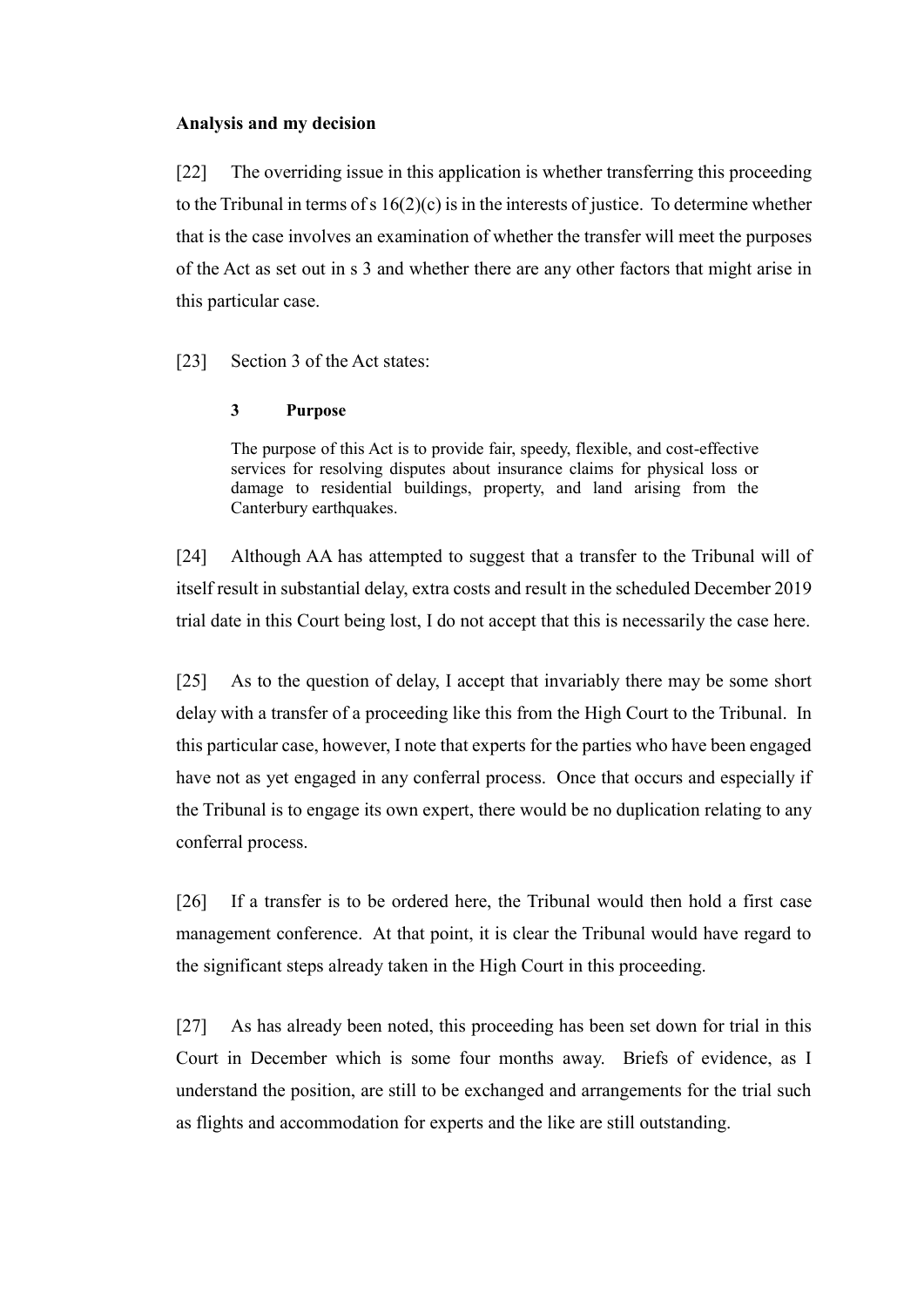**Analysis and my decision**

[22] The overriding issue in this application is whether transferring this proceeding to the Tribunal in terms of s 16(2)(c) is in the interests of justice. To determine whether that is the case involves an examination of whether the transfer will meet the purposes of the Act as set out in s 3 and whether there are any other factors that might arise in this particular case.

[23] Section 3 of the Act states:

> **3 Purpose**
>
> The purpose of this Act is to provide fair, speedy, flexible, and cost-effective services for resolving disputes about insurance claims for physical loss or damage to residential buildings, property, and land arising from the Canterbury earthquakes.

[24] Although AA has attempted to suggest that a transfer to the Tribunal will of itself result in substantial delay, extra costs and result in the scheduled December 2019 trial date in this Court being lost, I do not accept that this is necessarily the case here.

[25] As to the question of delay, I accept that invariably there may be some short delay with a transfer of a proceeding like this from the High Court to the Tribunal. In this particular case, however, I note that experts for the parties who have been engaged have not as yet engaged in any conferral process. Once that occurs and especially if the Tribunal is to engage its own expert, there would be no duplication relating to any conferral process.

[26] If a transfer is to be ordered here, the Tribunal would then hold a first case management conference. At that point, it is clear the Tribunal would have regard to the significant steps already taken in the High Court in this proceeding.

[27] As has already been noted, this proceeding has been set down for trial in this Court in December which is some four months away. Briefs of evidence, as I understand the position, are still to be exchanged and arrangements for the trial such as flights and accommodation for experts and the like are still outstanding.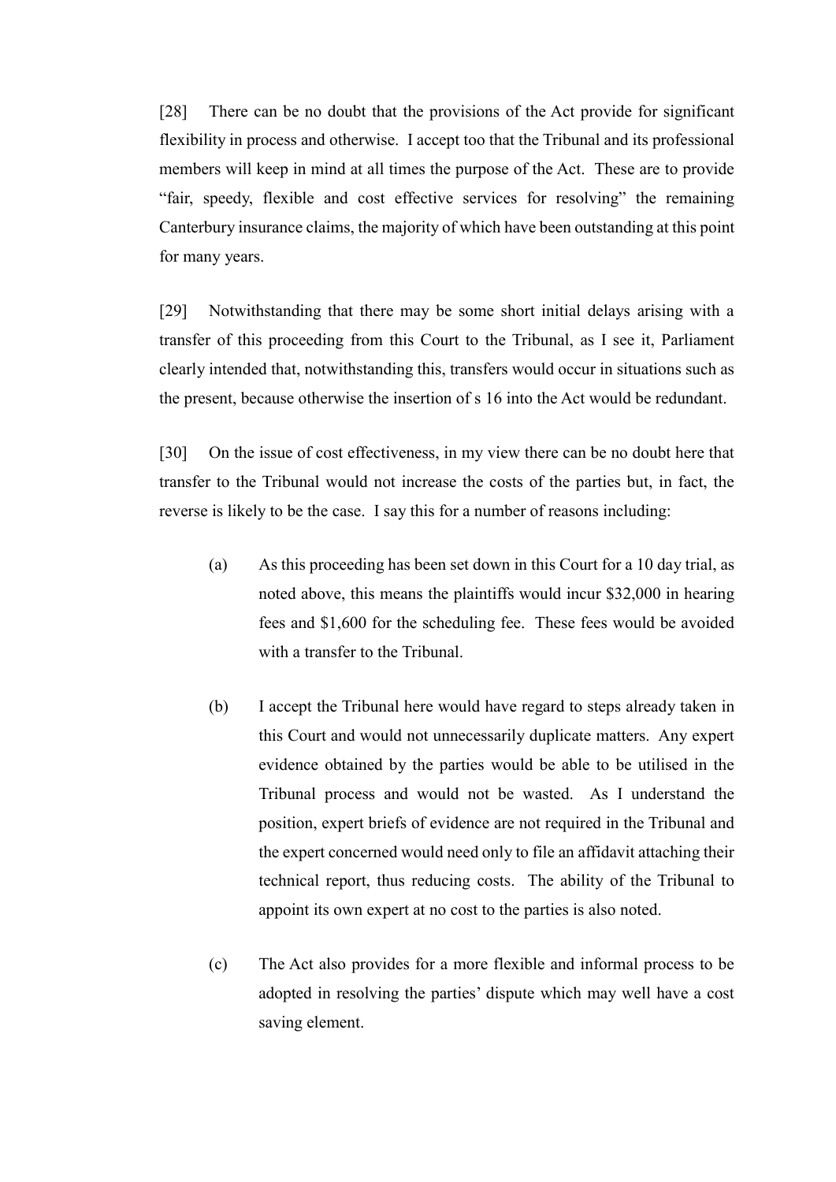[28] There can be no doubt that the provisions of the Act provide for significant flexibility in process and otherwise. I accept too that the Tribunal and its professional members will keep in mind at all times the purpose of the Act. These are to provide "fair, speedy, flexible and cost effective services for resolving" the remaining Canterbury insurance claims, the majority of which have been outstanding at this point for many years.

[29] Notwithstanding that there may be some short initial delays arising with a transfer of this proceeding from this Court to the Tribunal, as I see it, Parliament clearly intended that, notwithstanding this, transfers would occur in situations such as the present, because otherwise the insertion of s 16 into the Act would be redundant.

[30] On the issue of cost effectiveness, in my view there can be no doubt here that transfer to the Tribunal would not increase the costs of the parties but, in fact, the reverse is likely to be the case. I say this for a number of reasons including:

(a) As this proceeding has been set down in this Court for a 10 day trial, as noted above, this means the plaintiffs would incur $32,000 in hearing fees and $1,600 for the scheduling fee. These fees would be avoided with a transfer to the Tribunal.

(b) I accept the Tribunal here would have regard to steps already taken in this Court and would not unnecessarily duplicate matters. Any expert evidence obtained by the parties would be able to be utilised in the Tribunal process and would not be wasted. As I understand the position, expert briefs of evidence are not required in the Tribunal and the expert concerned would need only to file an affidavit attaching their technical report, thus reducing costs. The ability of the Tribunal to appoint its own expert at no cost to the parties is also noted.

(c) The Act also provides for a more flexible and informal process to be adopted in resolving the parties' dispute which may well have a cost saving element.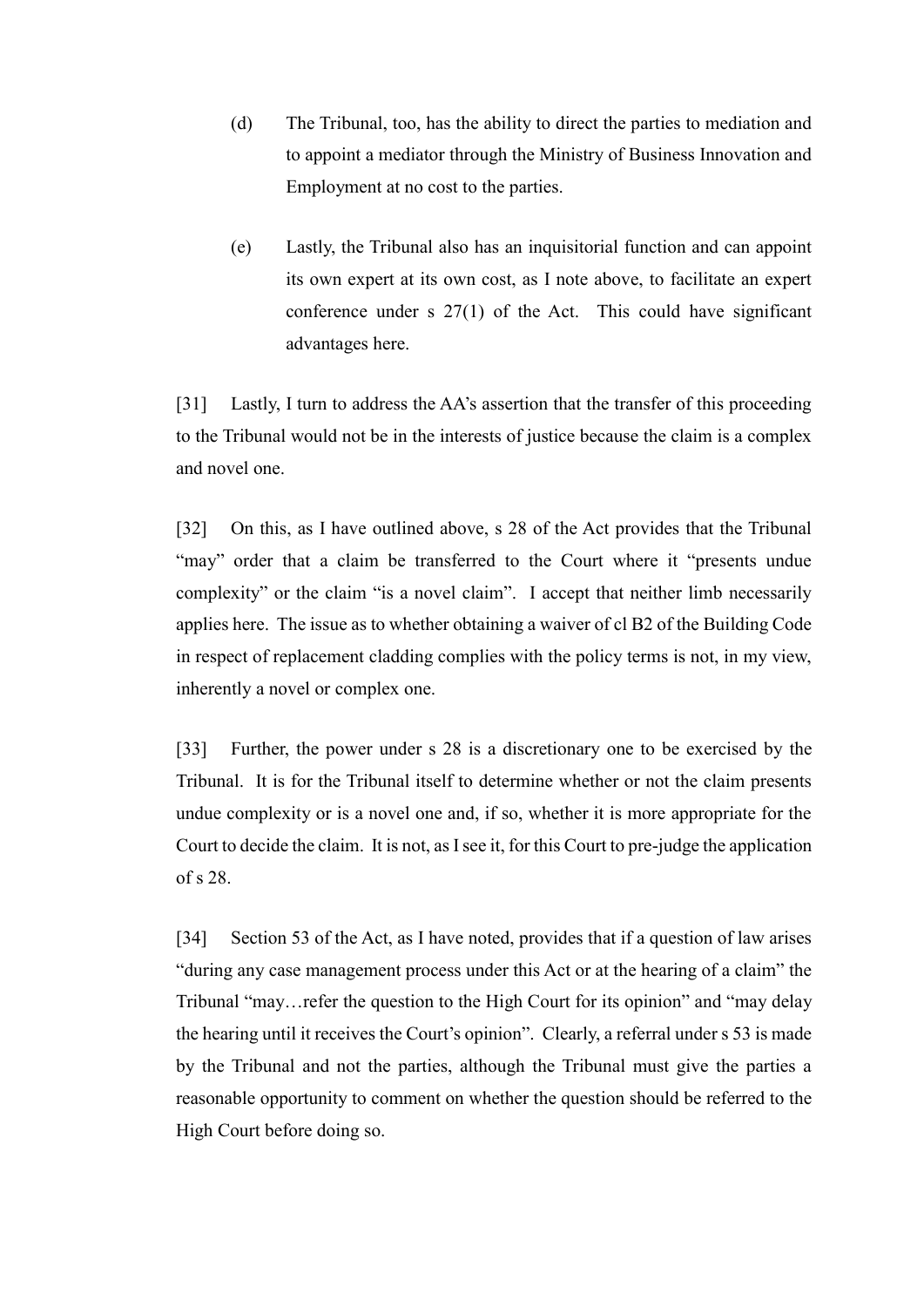(d) The Tribunal, too, has the ability to direct the parties to mediation and to appoint a mediator through the Ministry of Business Innovation and Employment at no cost to the parties.

(e) Lastly, the Tribunal also has an inquisitorial function and can appoint its own expert at its own cost, as I note above, to facilitate an expert conference under s 27(1) of the Act. This could have significant advantages here.

[31] Lastly, I turn to address the AA's assertion that the transfer of this proceeding to the Tribunal would not be in the interests of justice because the claim is a complex and novel one.

[32] On this, as I have outlined above, s 28 of the Act provides that the Tribunal "may" order that a claim be transferred to the Court where it "presents undue complexity" or the claim "is a novel claim". I accept that neither limb necessarily applies here. The issue as to whether obtaining a waiver of cl B2 of the Building Code in respect of replacement cladding complies with the policy terms is not, in my view, inherently a novel or complex one.

[33] Further, the power under s 28 is a discretionary one to be exercised by the Tribunal. It is for the Tribunal itself to determine whether or not the claim presents undue complexity or is a novel one and, if so, whether it is more appropriate for the Court to decide the claim. It is not, as I see it, for this Court to pre-judge the application of s 28.

[34] Section 53 of the Act, as I have noted, provides that if a question of law arises "during any case management process under this Act or at the hearing of a claim" the Tribunal "may…refer the question to the High Court for its opinion" and "may delay the hearing until it receives the Court's opinion". Clearly, a referral under s 53 is made by the Tribunal and not the parties, although the Tribunal must give the parties a reasonable opportunity to comment on whether the question should be referred to the High Court before doing so.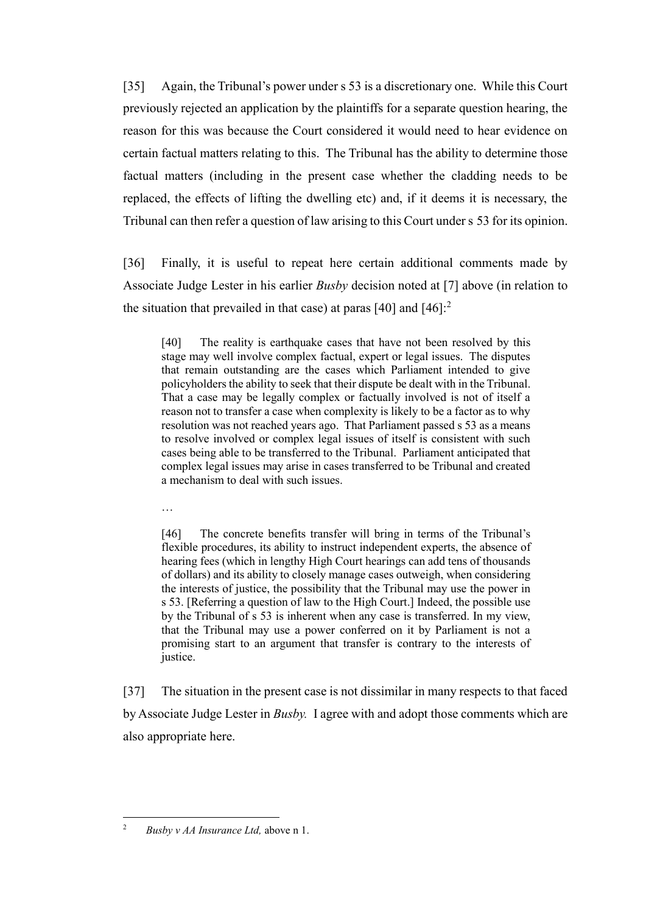[35] Again, the Tribunal's power under s 53 is a discretionary one. While this Court previously rejected an application by the plaintiffs for a separate question hearing, the reason for this was because the Court considered it would need to hear evidence on certain factual matters relating to this. The Tribunal has the ability to determine those factual matters (including in the present case whether the cladding needs to be replaced, the effects of lifting the dwelling etc) and, if it deems it is necessary, the Tribunal can then refer a question of law arising to this Court under s 53 for its opinion.

[36] Finally, it is useful to repeat here certain additional comments made by Associate Judge Lester in his earlier *Busby* decision noted at [7] above (in relation to the situation that prevailed in that case) at paras [40] and [46]:[2]

> [40] The reality is earthquake cases that have not been resolved by this stage may well involve complex factual, expert or legal issues. The disputes that remain outstanding are the cases which Parliament intended to give policyholders the ability to seek that their dispute be dealt with in the Tribunal. That a case may be legally complex or factually involved is not of itself a reason not to transfer a case when complexity is likely to be a factor as to why resolution was not reached years ago. That Parliament passed s 53 as a means to resolve involved or complex legal issues of itself is consistent with such cases being able to be transferred to the Tribunal. Parliament anticipated that complex legal issues may arise in cases transferred to be Tribunal and created a mechanism to deal with such issues.
>
> …
>
> [46] The concrete benefits transfer will bring in terms of the Tribunal's flexible procedures, its ability to instruct independent experts, the absence of hearing fees (which in lengthy High Court hearings can add tens of thousands of dollars) and its ability to closely manage cases outweigh, when considering the interests of justice, the possibility that the Tribunal may use the power in s 53. [Referring a question of law to the High Court.] Indeed, the possible use by the Tribunal of s 53 is inherent when any case is transferred. In my view, that the Tribunal may use a power conferred on it by Parliament is not a promising start to an argument that transfer is contrary to the interests of justice.

[37] The situation in the present case is not dissimilar in many respects to that faced by Associate Judge Lester in *Busby.* I agree with and adopt those comments which are also appropriate here.

---

[2] *Busby v AA Insurance Ltd,* above n 1.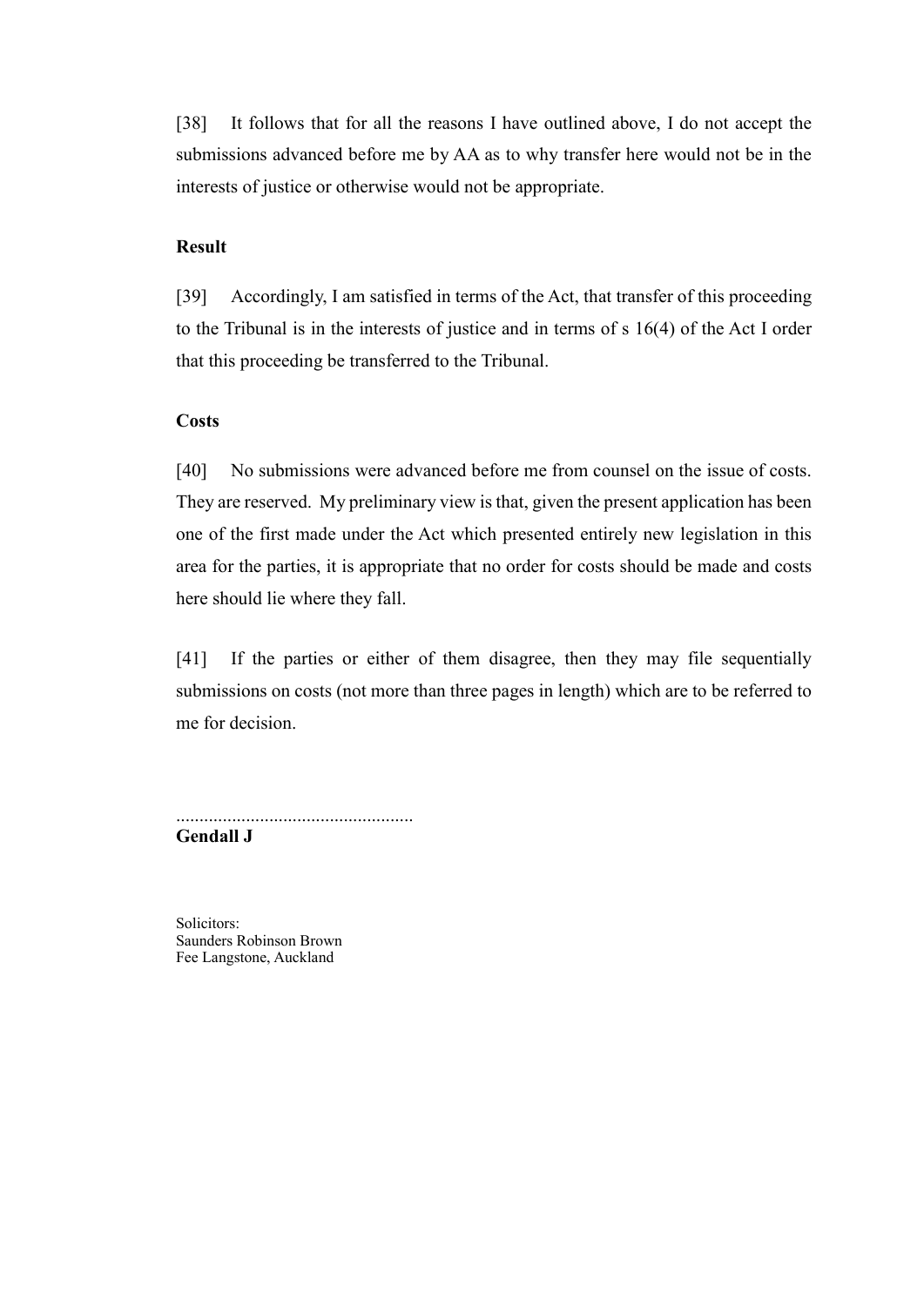[38] It follows that for all the reasons I have outlined above, I do not accept the submissions advanced before me by AA as to why transfer here would not be in the interests of justice or otherwise would not be appropriate.

**Result**

[39] Accordingly, I am satisfied in terms of the Act, that transfer of this proceeding to the Tribunal is in the interests of justice and in terms of s 16(4) of the Act I order that this proceeding be transferred to the Tribunal.

**Costs**

[40] No submissions were advanced before me from counsel on the issue of costs. They are reserved. My preliminary view is that, given the present application has been one of the first made under the Act which presented entirely new legislation in this area for the parties, it is appropriate that no order for costs should be made and costs here should lie where they fall.

[41] If the parties or either of them disagree, then they may file sequentially submissions on costs (not more than three pages in length) which are to be referred to me for decision.

..................................................
**Gendall J**

Solicitors:
Saunders Robinson Brown
Fee Langstone, Auckland